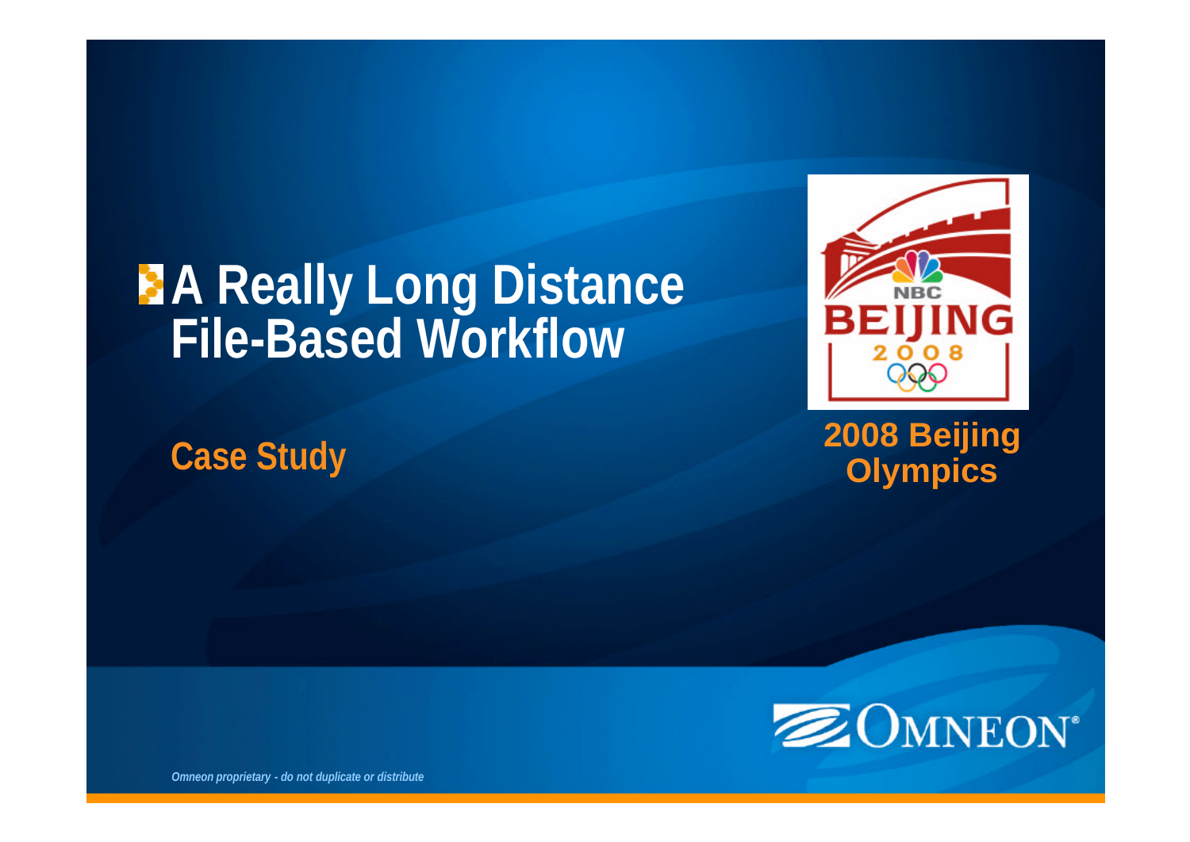# A Really Long Distance File-Based Workflow

## Case Study

**2008 Beijing Olympics**

*Omneon proprietary - do not duplicate or distribute*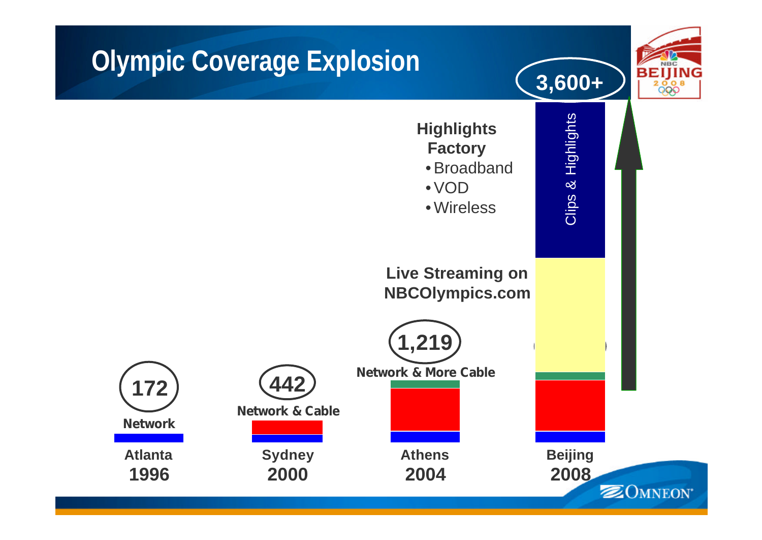# Olympic Coverage Explosion

**3,600+**

**Highlights Factory**
- Broadband
- VOD
- Wireless

Clips & Highlights

**Live Streaming on NBCOlympics.com**

**1,219**
**Network & More Cable**

**442**
**Network & Cable**

**172**
**Network**

| Atlanta 1996 | Sydney 2000 | Athens 2004 | Beijing 2008 |
|---|---|---|---|
| 172 | 442 | 1,219 | 3,600+ |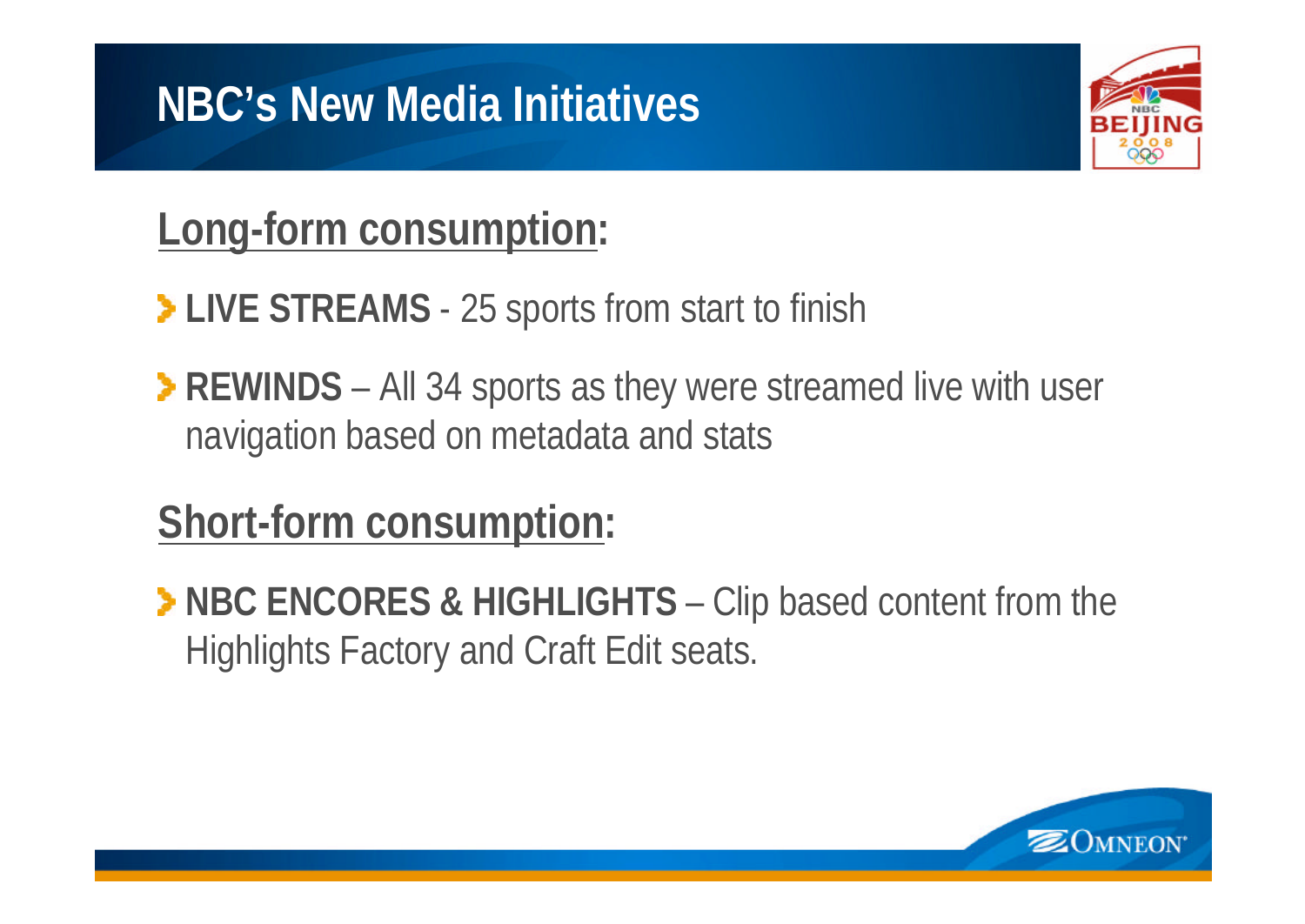# NBC's New Media Initiatives

## Long-form consumption:

- **LIVE STREAMS** - 25 sports from start to finish
- **REWINDS** – All 34 sports as they were streamed live with user navigation based on metadata and stats

## Short-form consumption:

- **NBC ENCORES & HIGHLIGHTS** – Clip based content from the Highlights Factory and Craft Edit seats.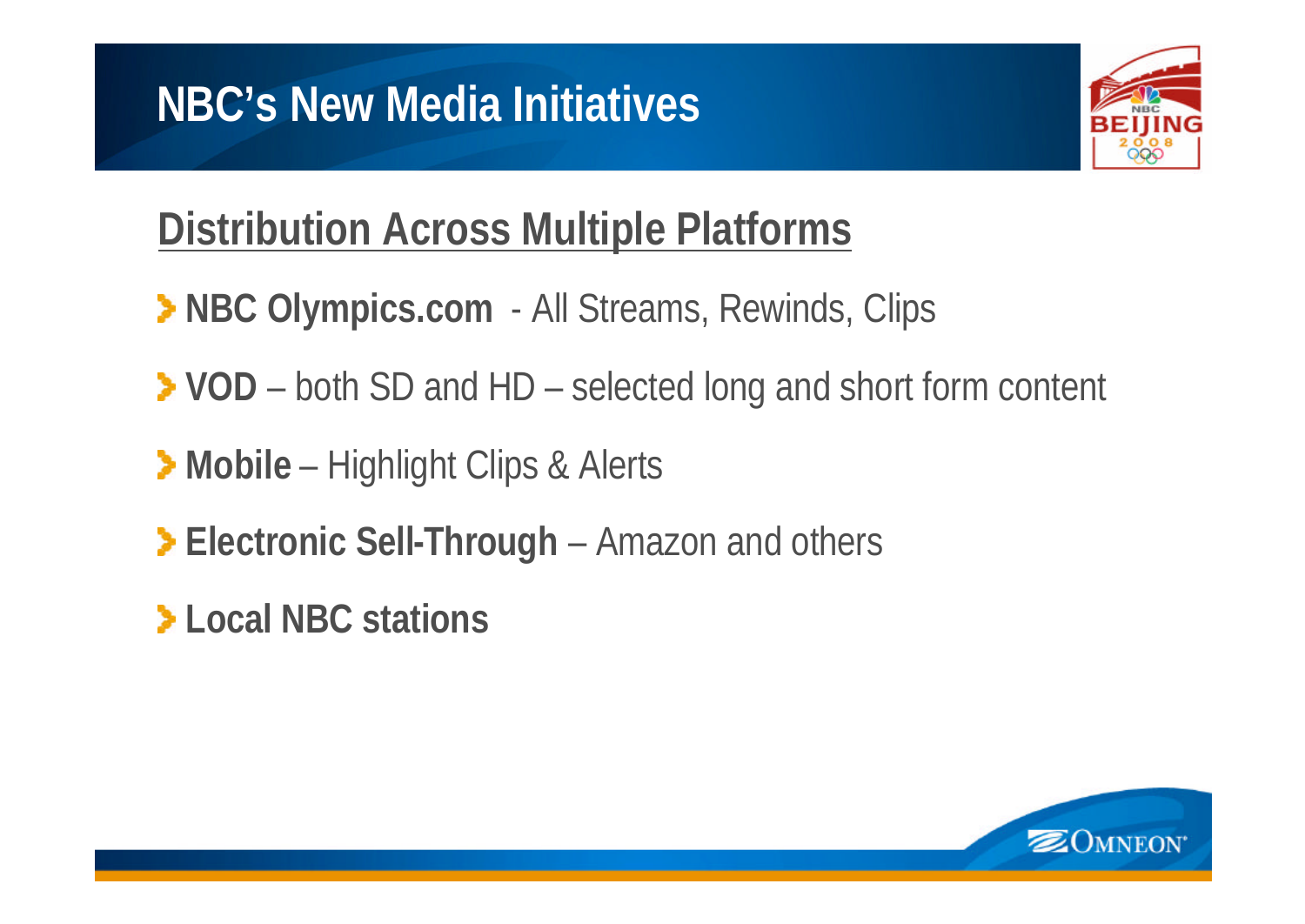# NBC's New Media Initiatives

## Distribution Across Multiple Platforms

- **NBC Olympics.com** - All Streams, Rewinds, Clips
- **VOD** – both SD and HD – selected long and short form content
- **Mobile** – Highlight Clips & Alerts
- **Electronic Sell-Through** – Amazon and others
- **Local NBC stations**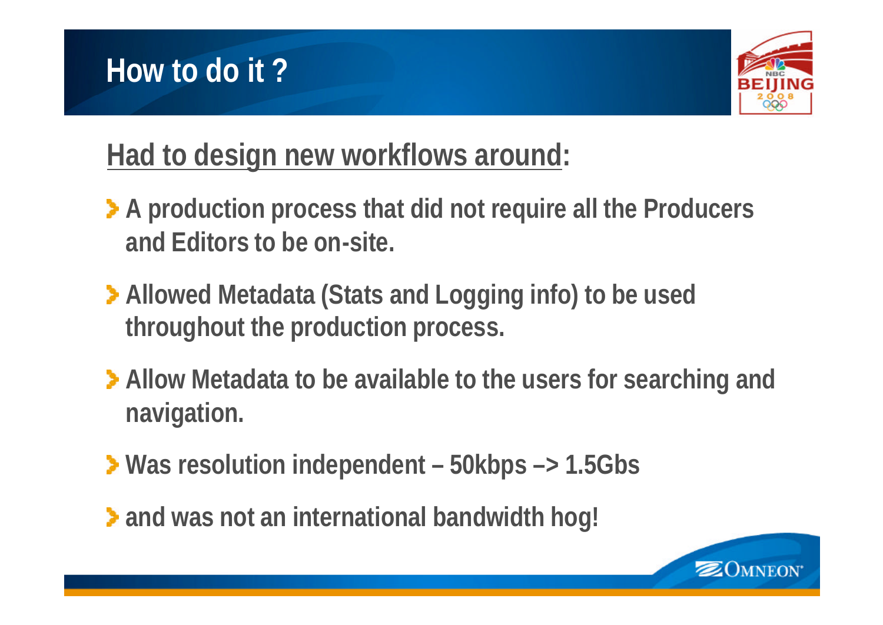# How to do it ?

**Had to design new workflows around:**

- **A production process that did not require all the Producers and Editors to be on-site.**
- **Allowed Metadata (Stats and Logging info) to be used throughout the production process.**
- **Allow Metadata to be available to the users for searching and navigation.**
- **Was resolution independent – 50kbps –> 1.5Gbs**
- **and was not an international bandwidth hog!**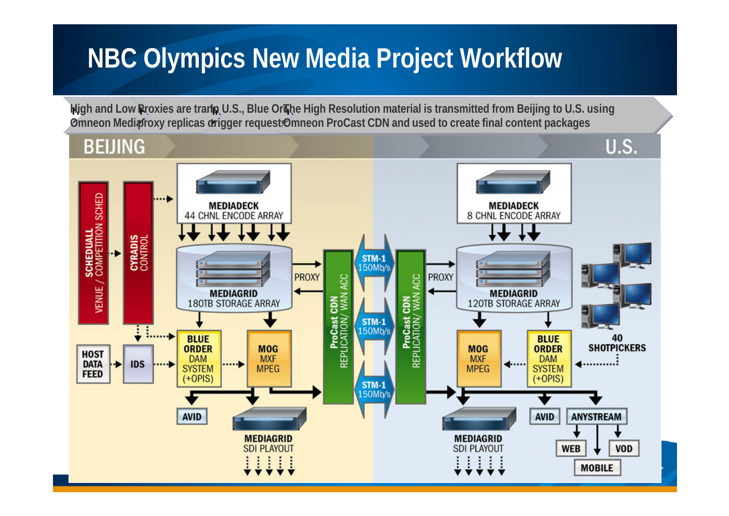# NBC Olympics New Media Project Workflow

High and Low Proxies are tran... | In U.S., Blue Or... | The High Resolution material is transmitted from Beijing to U.S. using

Omneon Mediaproxy replicas ... | trigger request... | Omneon ProCast CDN and used to create final content packages

BEIJING

U.S.

SCHEDUALL
VENUE / COMPETITION SCHED

CYRADIS
CONTROL

MEDIADECK
44 CHNL ENCODE ARRAY

MEDIAGRID
180TB STORAGE ARRAY

PROXY

HOST DATA FEED

IDS

BLUE ORDER
DAM SYSTEM
(+OPIS)

MOG
MXF
MPEG

AVID

MEDIAGRID
SDI PLAYOUT

ProCast CDN
REPLICATION/ WAN ACC

STM-1
150Mb/s

STM-1
150Mb/s

STM-1
150Mb/s

ProCast CDN
REPLICATION/ WAN ACC

PROXY

MEDIADECK
8 CHNL ENCODE ARRAY

MEDIAGRID
120TB STORAGE ARRAY

MOG
MXF
MPEG

BLUE ORDER
DAM SYSTEM
(+OPIS)

40 SHOTPICKERS

MEDIAGRID
SDI PLAYOUT

AVID

ANYSTREAM

WEB

VOD

MOBILE